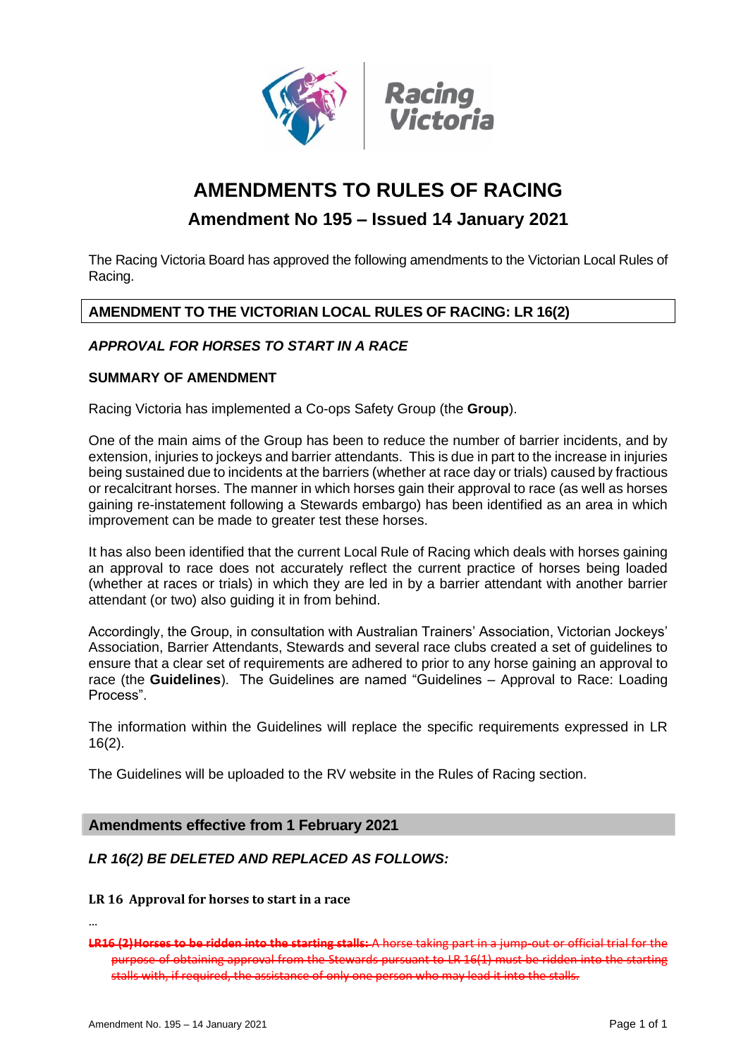# AMENDMENTS TO RULES OF RACING

## Amendment No 195 – Issued 14 January 2021

The Racing Victoria Board has approved the following amendments to the Victorian Local Rules of Racing.

### AMENDMENT TO THE VICTORIAN LOCAL RULES OF RACING: LR 16(2)

***APPROVAL FOR HORSES TO START IN A RACE***

**SUMMARY OF AMENDMENT**

Racing Victoria has implemented a Co-ops Safety Group (the **Group**).

One of the main aims of the Group has been to reduce the number of barrier incidents, and by extension, injuries to jockeys and barrier attendants. This is due in part to the increase in injuries being sustained due to incidents at the barriers (whether at race day or trials) caused by fractious or recalcitrant horses. The manner in which horses gain their approval to race (as well as horses gaining re-instatement following a Stewards embargo) has been identified as an area in which improvement can be made to greater test these horses.

It has also been identified that the current Local Rule of Racing which deals with horses gaining an approval to race does not accurately reflect the current practice of horses being loaded (whether at races or trials) in which they are led in by a barrier attendant with another barrier attendant (or two) also guiding it in from behind.

Accordingly, the Group, in consultation with Australian Trainers' Association, Victorian Jockeys' Association, Barrier Attendants, Stewards and several race clubs created a set of guidelines to ensure that a clear set of requirements are adhered to prior to any horse gaining an approval to race (the **Guidelines**). The Guidelines are named "Guidelines – Approval to Race: Loading Process".

The information within the Guidelines will replace the specific requirements expressed in LR 16(2).

The Guidelines will be uploaded to the RV website in the Rules of Racing section.

### Amendments effective from 1 February 2021

***LR 16(2) BE DELETED AND REPLACED AS FOLLOWS:***

**LR 16 Approval for horses to start in a race**

…

~~**LR16 (2) Horses to be ridden into the starting stalls:** A horse taking part in a jump-out or official trial for the purpose of obtaining approval from the Stewards pursuant to LR 16(1) must be ridden into the starting stalls with, if required, the assistance of only one person who may lead it into the stalls.~~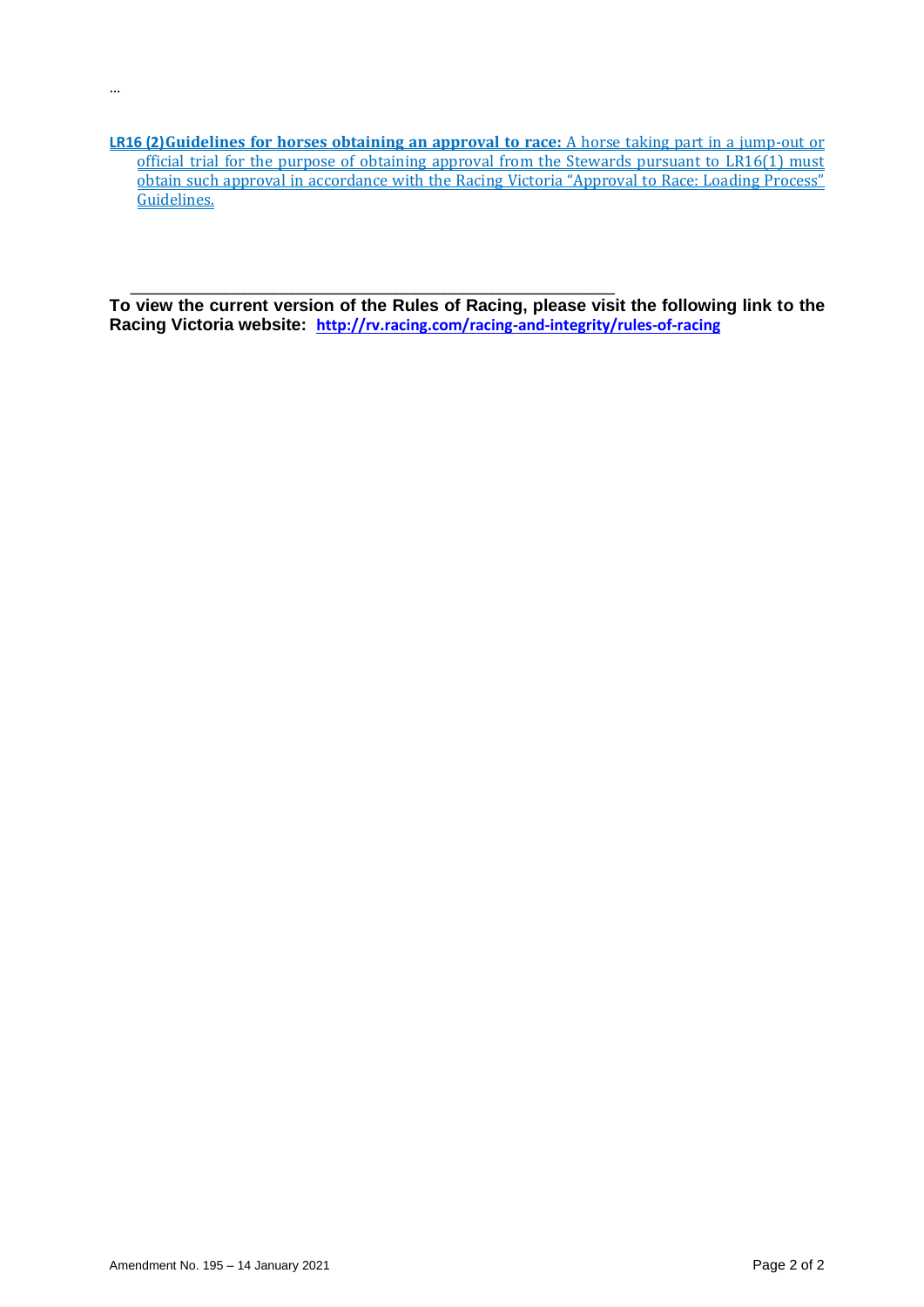...

**LR16 (2) Guidelines for horses obtaining an approval to race:** A horse taking part in a jump-out or official trial for the purpose of obtaining approval from the Stewards pursuant to LR16(1) must obtain such approval in accordance with the Racing Victoria "Approval to Race: Loading Process" Guidelines.

---

**To view the current version of the Rules of Racing, please visit the following link to the Racing Victoria website:** **http://rv.racing.com/racing-and-integrity/rules-of-racing**

Amendment No. 195 – 14 January 2021